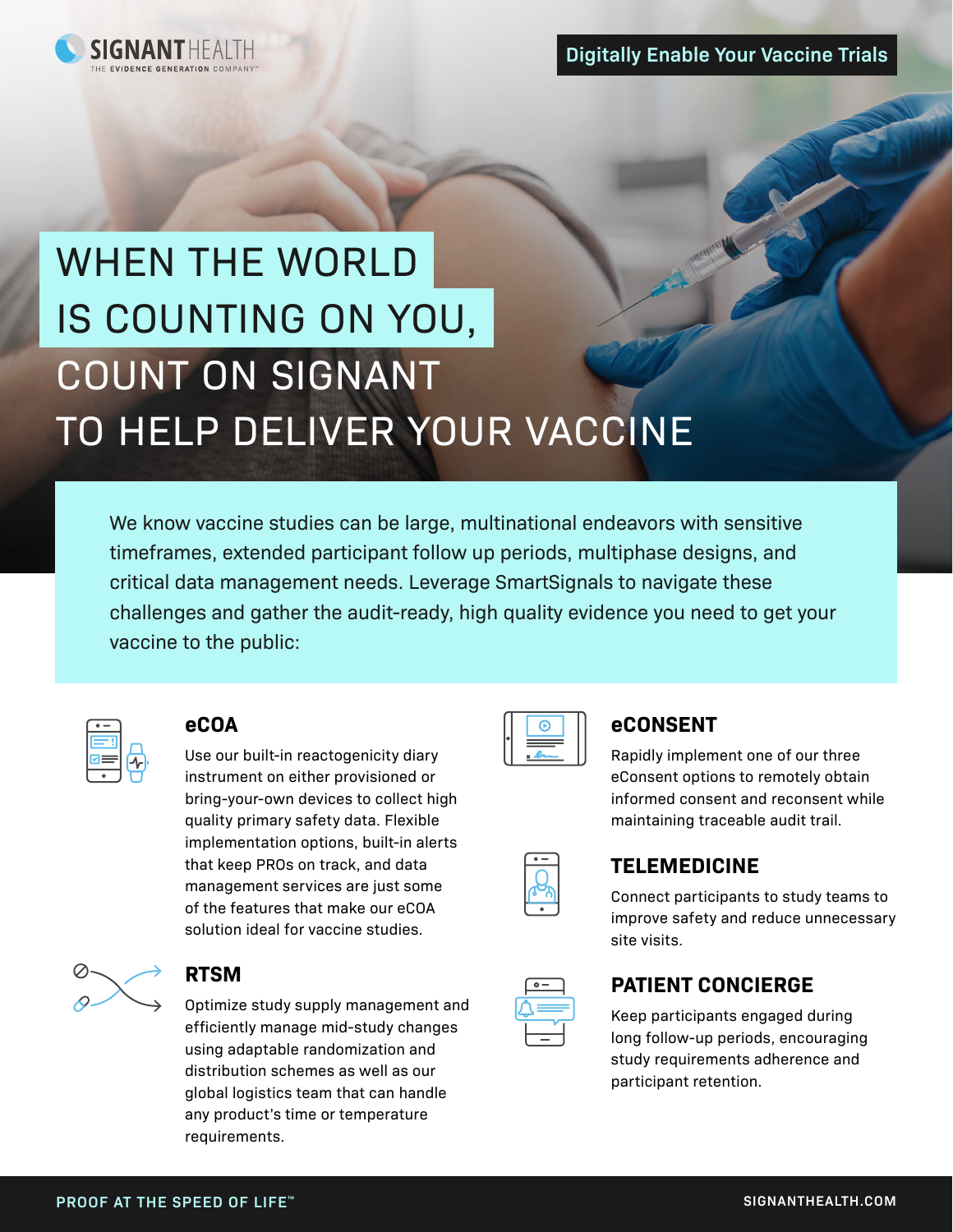SIGNANT HEALTH
THE EVIDENCE GENERATION COMPANY™

Digitally Enable Your Vaccine Trials

# WHEN THE WORLD IS COUNTING ON YOU, COUNT ON SIGNANT TO HELP DELIVER YOUR VACCINE

We know vaccine studies can be large, multinational endeavors with sensitive timeframes, extended participant follow up periods, multiphase designs, and critical data management needs. Leverage SmartSignals to navigate these challenges and gather the audit-ready, high quality evidence you need to get your vaccine to the public:

## eCOA

Use our built-in reactogenicity diary instrument on either provisioned or bring-your-own devices to collect high quality primary safety data. Flexible implementation options, built-in alerts that keep PROs on track, and data management services are just some of the features that make our eCOA solution ideal for vaccine studies.

## RTSM

Optimize study supply management and efficiently manage mid-study changes using adaptable randomization and distribution schemes as well as our global logistics team that can handle any product's time or temperature requirements.

## eCONSENT

Rapidly implement one of our three eConsent options to remotely obtain informed consent and reconsent while maintaining traceable audit trail.

## TELEMEDICINE

Connect participants to study teams to improve safety and reduce unnecessary site visits.

## PATIENT CONCIERGE

Keep participants engaged during long follow-up periods, encouraging study requirements adherence and participant retention.

PROOF AT THE SPEED OF LIFE™

SIGNANTHEALTH.COM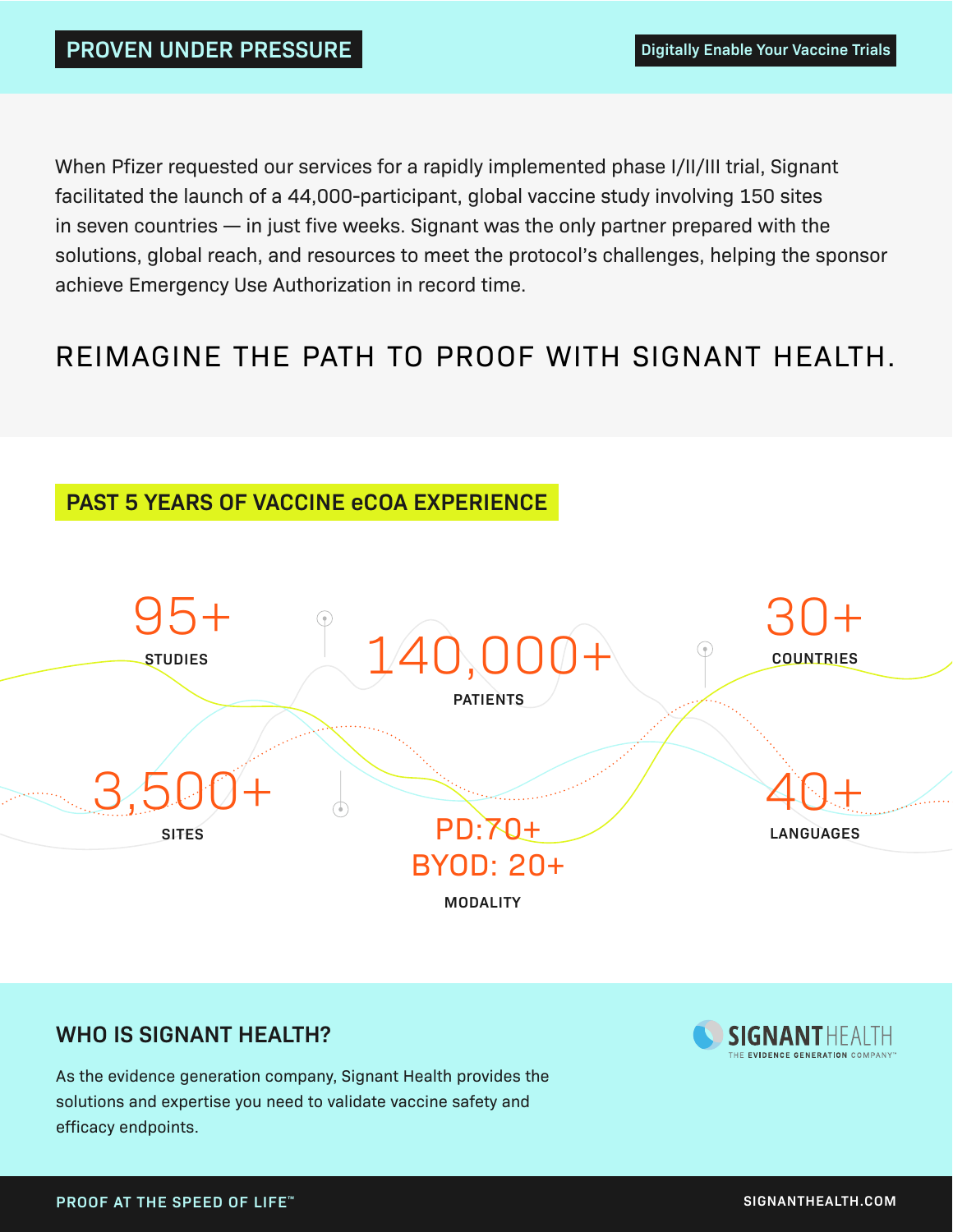# PROVEN UNDER PRESSURE

Digitally Enable Your Vaccine Trials

When Pfizer requested our services for a rapidly implemented phase I/II/III trial, Signant facilitated the launch of a 44,000-participant, global vaccine study involving 150 sites in seven countries — in just five weeks. Signant was the only partner prepared with the solutions, global reach, and resources to meet the protocol's challenges, helping the sponsor achieve Emergency Use Authorization in record time.

## REIMAGINE THE PATH TO PROOF WITH SIGNANT HEALTH.

## PAST 5 YEARS OF VACCINE eCOA EXPERIENCE

95+
STUDIES

140,000+
PATIENTS

30+
COUNTRIES

3,500+
SITES

PD:70+
BYOD: 20+
MODALITY

40+
LANGUAGES

## WHO IS SIGNANT HEALTH?

As the evidence generation company, Signant Health provides the solutions and expertise you need to validate vaccine safety and efficacy endpoints.

SIGNANT HEALTH
THE EVIDENCE GENERATION COMPANY™

PROOF AT THE SPEED OF LIFE™

SIGNANTHEALTH.COM